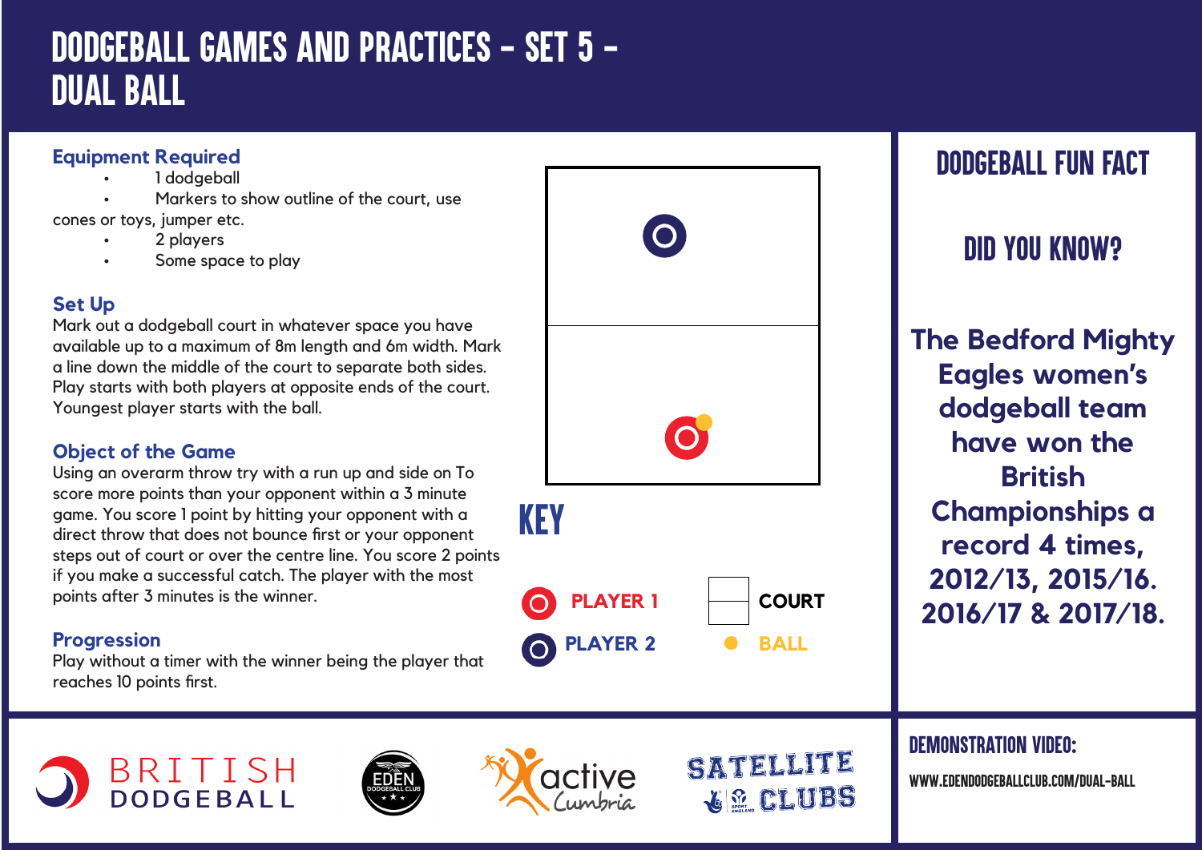# DODGEBALL GAMES AND PRACTICES - SET 5 - DUAL BALL

### Equipment Required

- 1 dodgeball
- Markers to show outline of the court, use cones or toys, jumper etc.
- 2 players
- Some space to play

### Set Up

Mark out a dodgeball court in whatever space you have available up to a maximum of 8m length and 6m width. Mark a line down the middle of the court to separate both sides. Play starts with both players at opposite ends of the court. Youngest player starts with the ball.

### Object of the Game

Using an overarm throw try with a run up and side on To score more points than your opponent within a 3 minute game. You score 1 point by hitting your opponent with a direct throw that does not bounce first or your opponent steps out of court or over the centre line. You score 2 points if you make a successful catch. The player with the most points after 3 minutes is the winner.

### Progression

Play without a timer with the winner being the player that reaches 10 points first.

## KEY

- PLAYER 1
- PLAYER 2
- COURT
- BALL

## DODGEBALL FUN FACT

## DID YOU KNOW?

**The Bedford Mighty Eagles women's dodgeball team have won the British Championships a record 4 times, 2012/13, 2015/16. 2016/17 & 2017/18.**

BRITISH DODGEBALL

EDEN DODGEBALL CLUB

active Cumbria

SATELLITE CLUBS

### DEMONSTRATION VIDEO:

WWW.EDENDODGEBALLCLUB.COM/DUAL-BALL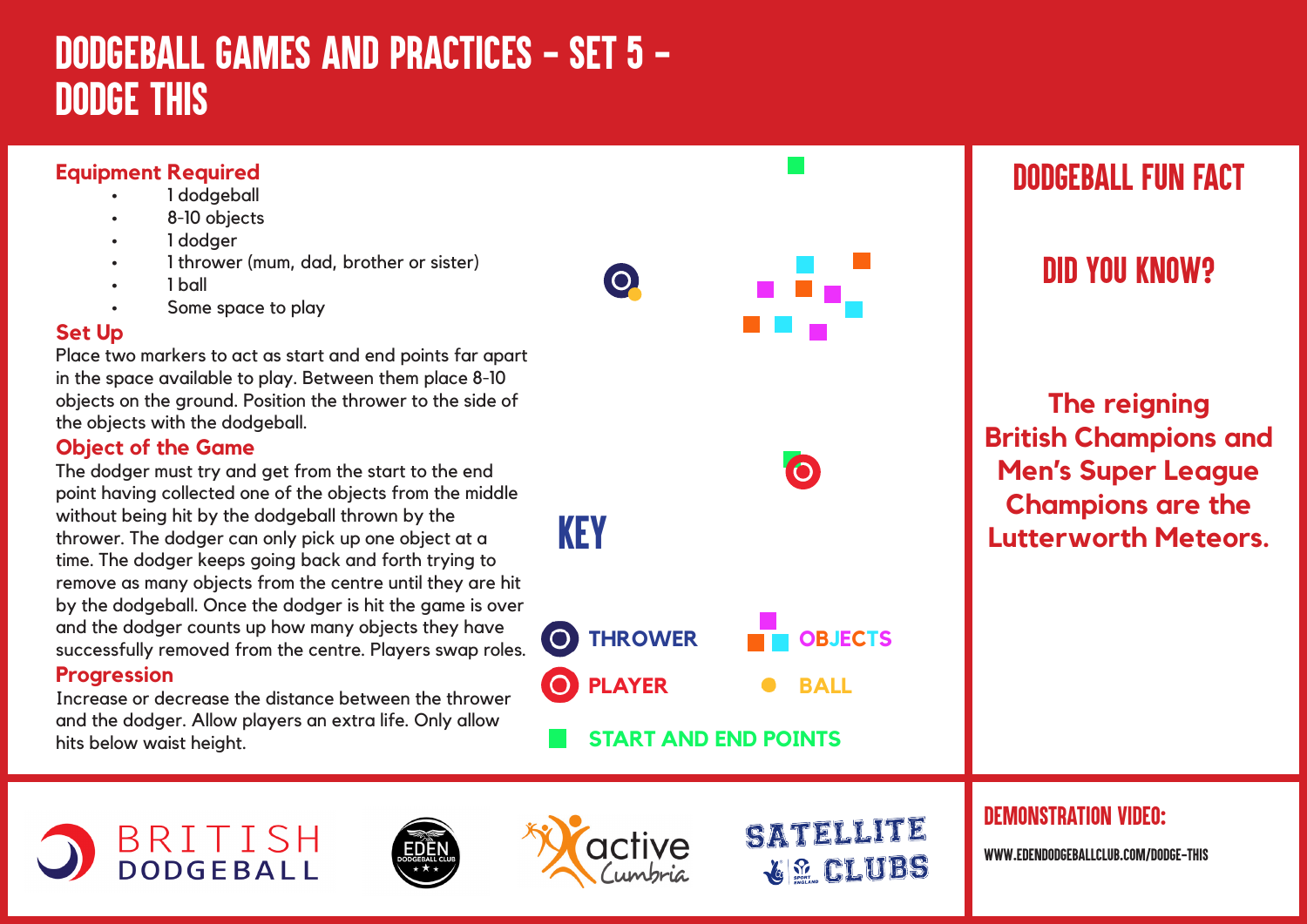# DODGEBALL GAMES AND PRACTICES - SET 5 - DODGE THIS

## Equipment Required

- 1 dodgeball
- 8-10 objects
- 1 dodger
- 1 thrower (mum, dad, brother or sister)
- 1 ball
- Some space to play

## Set Up

Place two markers to act as start and end points far apart in the space available to play. Between them place 8-10 objects on the ground. Position the thrower to the side of the objects with the dodgeball.

## Object of the Game

The dodger must try and get from the start to the end point having collected one of the objects from the middle without being hit by the dodgeball thrown by the thrower. The dodger can only pick up one object at a time. The dodger keeps going back and forth trying to remove as many objects from the centre until they are hit by the dodgeball. Once the dodger is hit the game is over and the dodger counts up how many objects they have successfully removed from the centre. Players swap roles.

## Progression

Increase or decrease the distance between the thrower and the dodger. Allow players an extra life. Only allow hits below waist height.

## KEY

- THROWER
- PLAYER
- OBJECTS
- BALL
- START AND END POINTS

## DODGEBALL FUN FACT

### DID YOU KNOW?

**The reigning British Champions and Men's Super League Champions are the Lutterworth Meteors.**

## DEMONSTRATION VIDEO:

WWW.EDENDODGEBALLCLUB.COM/DODGE-THIS

BRITISH DODGEBALL | EDEN DODGEBALL CLUB | active Cumbria | SATELLITE CLUBS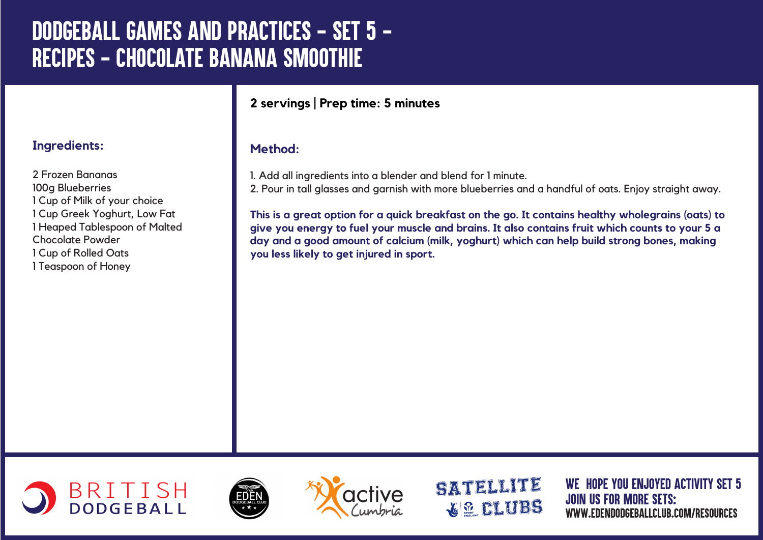# DODGEBALL GAMES AND PRACTICES - SET 5 - RECIPES - CHOCOLATE BANANA SMOOTHIE

**2 servings | Prep time: 5 minutes**

## Ingredients:

2 Frozen Bananas
100g Blueberries
1 Cup of Milk of your choice
1 Cup Greek Yoghurt, Low Fat
1 Heaped Tablespoon of Malted Chocolate Powder
1 Cup of Rolled Oats
1 Teaspoon of Honey

## Method:

1. Add all ingredients into a blender and blend for 1 minute.
2. Pour in tall glasses and garnish with more blueberries and a handful of oats. Enjoy straight away.

**This is a great option for a quick breakfast on the go. It contains healthy wholegrains (oats) to give you energy to fuel your muscle and brains. It also contains fruit which counts to your 5 a day and a good amount of calcium (milk, yoghurt) which can help build strong bones, making you less likely to get injured in sport.**

BRITISH DODGEBALL

EDEN DODGEBALL CLUB

active Cumbria

SATELLITE CLUBS

WE HOPE YOU ENJOYED ACTIVITY SET 5
JOIN US FOR MORE SETS:
WWW.EDENDODGEBALLCLUB.COM/RESOURCES